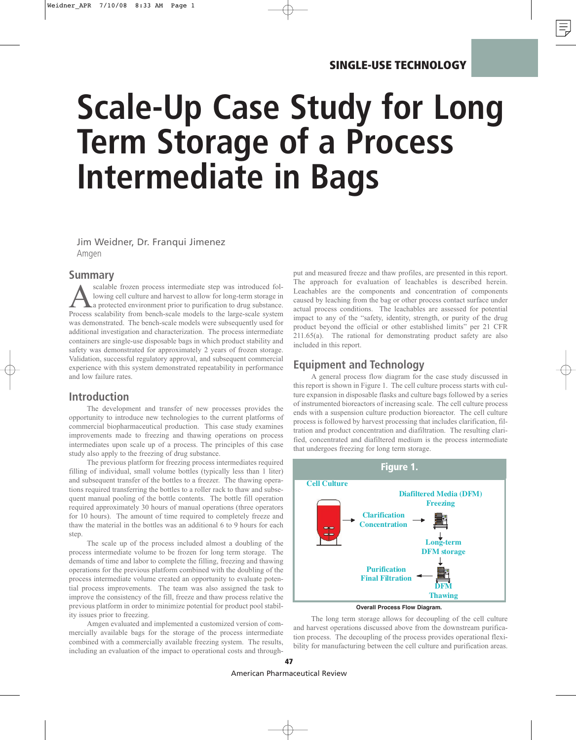SINGLE-USE TECHNOLOGY

# Scale-Up Case Study for Long Term Storage of a Process Intermediate in Bags

Jim Weidner, Dr. Franqui Jimenez
Amgen

## Summary

A scalable frozen process intermediate step was introduced following cell culture and harvest to allow for long-term storage in a protected environment prior to purification to drug substance. Process scalability from bench-scale models to the large-scale system was demonstrated. The bench-scale models were subsequently used for additional investigation and characterization. The process intermediate containers are single-use disposable bags in which product stability and safety was demonstrated for approximately 2 years of frozen storage. Validation, successful regulatory approval, and subsequent commercial experience with this system demonstrated repeatability in performance and low failure rates.

## Introduction

The development and transfer of new processes provides the opportunity to introduce new technologies to the current platforms of commercial biopharmaceutical production. This case study examines improvements made to freezing and thawing operations on process intermediates upon scale up of a process. The principles of this case study also apply to the freezing of drug substance.

The previous platform for freezing process intermediates required filling of individual, small volume bottles (typically less than 1 liter) and subsequent transfer of the bottles to a freezer. The thawing operations required transferring the bottles to a roller rack to thaw and subsequent manual pooling of the bottle contents. The bottle fill operation required approximately 30 hours of manual operations (three operators for 10 hours). The amount of time required to completely freeze and thaw the material in the bottles was an additional 6 to 9 hours for each step.

The scale up of the process included almost a doubling of the process intermediate volume to be frozen for long term storage. The demands of time and labor to complete the filling, freezing and thawing operations for the previous platform combined with the doubling of the process intermediate volume created an opportunity to evaluate potential process improvements. The team was also assigned the task to improve the consistency of the fill, freeze and thaw process relative the previous platform in order to minimize potential for product pool stability issues prior to freezing.

Amgen evaluated and implemented a customized version of commercially available bags for the storage of the process intermediate combined with a commercially available freezing system. The results, including an evaluation of the impact to operational costs and throughput and measured freeze and thaw profiles, are presented in this report. The approach for evaluation of leachables is described herein. Leachables are the components and concentration of components caused by leaching from the bag or other process contact surface under actual process conditions. The leachables are assessed for potential impact to any of the "safety, identity, strength, or purity of the drug product beyond the official or other established limits" per 21 CFR 211.65(a). The rational for demonstrating product safety are also included in this report.

## Equipment and Technology

A general process flow diagram for the case study discussed in this report is shown in Figure 1. The cell culture process starts with culture expansion in disposable flasks and culture bags followed by a series of instrumented bioreactors of increasing scale. The cell culture process ends with a suspension culture production bioreactor. The cell culture process is followed by harvest processing that includes clarification, filtration and product concentration and diafiltration. The resulting clarified, concentrated and diafiltered medium is the process intermediate that undergoes freezing for long term storage.

**Figure 1.**

Cell Culture
Clarification Concentration
Diafiltered Media (DFM) Freezing
Long-term DFM storage
DFM Thawing
Purification Final Filtration

Overall Process Flow Diagram.

The long term storage allows for decoupling of the cell culture and harvest operations discussed above from the downstream purification process. The decoupling of the process provides operational flexibility for manufacturing between the cell culture and purification areas.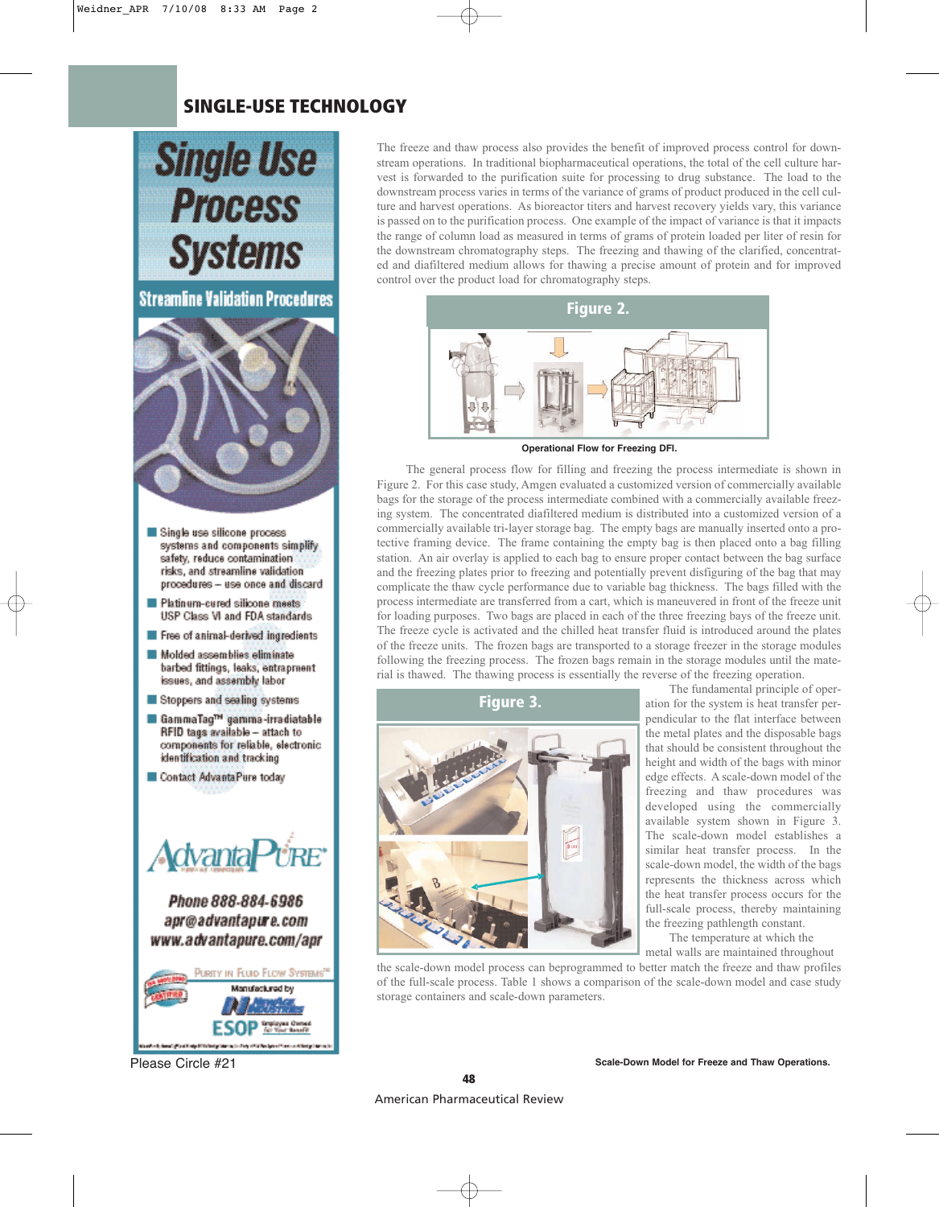## SINGLE-USE TECHNOLOGY

The freeze and thaw process also provides the benefit of improved process control for downstream operations. In traditional biopharmaceutical operations, the total of the cell culture harvest is forwarded to the purification suite for processing to drug substance. The load to the downstream process varies in terms of the variance of grams of product produced in the cell culture and harvest operations. As bioreactor titers and harvest recovery yields vary, this variance is passed on to the purification process. One example of the impact of variance is that it impacts the range of column load as measured in terms of grams of protein loaded per liter of resin for the downstream chromatography steps. The freezing and thawing of the clarified, concentrated and diafiltered medium allows for thawing a precise amount of protein and for improved control over the product load for chromatography steps.

**Figure 2.**

Operational Flow for Freezing DFI.

The general process flow for filling and freezing the process intermediate is shown in Figure 2. For this case study, Amgen evaluated a customized version of commercially available bags for the storage of the process intermediate combined with a commercially available freezing system. The concentrated diafiltered medium is distributed into a customized version of a commercially available tri-layer storage bag. The empty bags are manually inserted onto a protective framing device. The frame containing the empty bag is then placed onto a bag filling station. An air overlay is applied to each bag to ensure proper contact between the bag surface and the freezing plates prior to freezing and potentially prevent disfiguring of the bag that may complicate the thaw cycle performance due to variable bag thickness. The bags filled with the process intermediate are transferred from a cart, which is maneuvered in front of the freeze unit for loading purposes. Two bags are placed in each of the three freezing bays of the freeze unit. The freeze cycle is activated and the chilled heat transfer fluid is introduced around the plates of the freeze units. The frozen bags are transported to a storage freezer in the storage modules following the freezing process. The frozen bags remain in the storage modules until the material is thawed. The thawing process is essentially the reverse of the freezing operation.

**Figure 3.**

Scale-Down Model for Freeze and Thaw Operations.

The fundamental principle of operation for the system is heat transfer perpendicular to the flat interface between the metal plates and the disposable bags that should be consistent throughout the height and width of the bags with minor edge effects. A scale-down model of the freezing and thaw procedures was developed using the commercially available system shown in Figure 3. The scale-down model establishes a similar heat transfer process. In the scale-down model, the width of the bags represents the thickness across which the heat transfer process occurs for the full-scale process, thereby maintaining the freezing pathlength constant.

The temperature at which the metal walls are maintained throughout the scale-down model process can beprogrammed to better match the freeze and thaw profiles of the full-scale process. Table 1 shows a comparison of the scale-down model and case study storage containers and scale-down parameters.

---

# Single Use Process Systems

### Streamline Validation Procedures

- Single use silicone process systems and components simplify safety, reduce contamination risks, and streamline validation procedures – use once and discard
- Platinum-cured silicone meets USP Class VI and FDA standards
- Free of animal-derived ingredients
- Molded assemblies eliminate barbed fittings, leaks, entrapment issues, and assembly labor
- Stoppers and sealing systems
- GammaTag™ gamma-irradiatable RFID tags available – attach to components for reliable, electronic identification and tracking
- Contact AdvantaPure today

AdvantaPure®

Phone 888-884-6986
apr@advantapure.com
www.advantapure.com/apr

Purity in Fluid Flow Systems™

Manufactured by NewAge Industries

ESOP Employee Owned for Your Benefit

Please Circle #21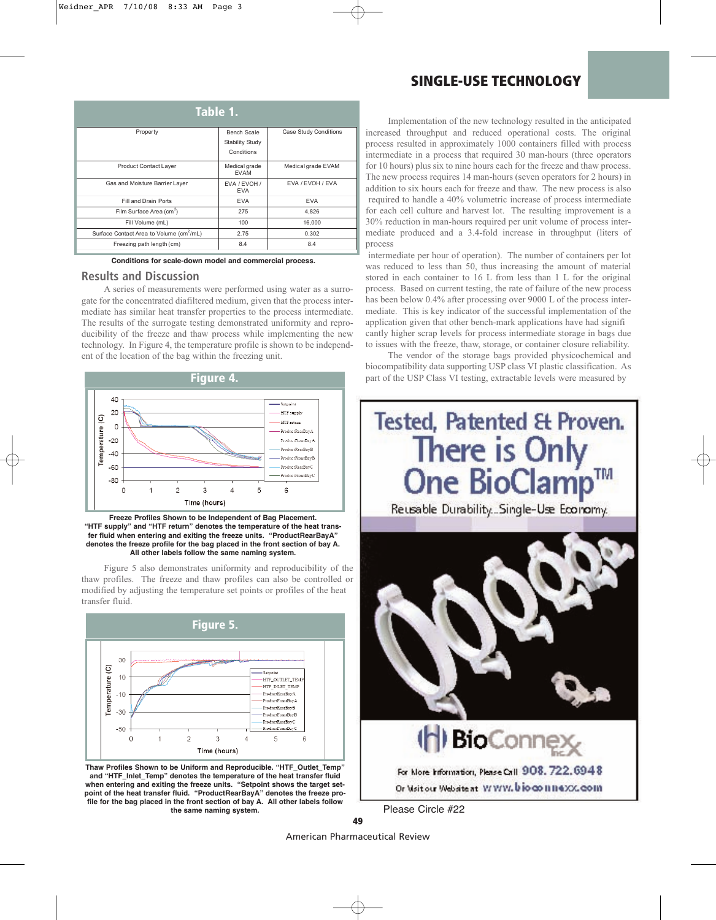## SINGLE-USE TECHNOLOGY

**Table 1.**

| Property | Bench Scale Stability Study Conditions | Case Study Conditions |
|---|---|---|
| Product Contact Layer | Medical grade EVAM | Medical grade EVAM |
| Gas and Moisture Barrier Layer | EVA / EVOH / EVA | EVA / EVOH / EVA |
| Fill and Drain Ports | EVA | EVA |
| Film Surface Area ($cm^2$) | 275 | 4,826 |
| Fill Volume (mL) | 100 | 16,000 |
| Surface Contact Area to Volume ($cm^2$/mL) | 2.75 | 0.302 |
| Freezing path length (cm) | 8.4 | 8.4 |

**Conditions for scale-down model and commercial process.**

## Results and Discussion

A series of measurements were performed using water as a surrogate for the concentrated diafiltered medium, given that the process intermediate has similar heat transfer properties to the process intermediate. The results of the surrogate testing demonstrated uniformity and reproducibility of the freeze and thaw process while implementing the new technology. In Figure 4, the temperature profile is shown to be independent of the location of the bag within the freezing unit.

**Figure 4.**

Temperature (C)
40
20
0
-20
-40
-60
-80
0 1 2 3 4 5 6
Time (hours)
Setpoint
HTF supply
HTF return
ProductRearBayA
ProductFrontBayA
ProductRearBayB
ProductFrontBayB
ProductRearBayC
ProductFrontBayC

**Freeze Profiles Shown to be Independent of Bag Placement. "HTF supply" and "HTF return" denotes the temperature of the heat transfer fluid when entering and exiting the freeze units. "ProductRearBayA" denotes the freeze profile for the bag placed in the front section of bay A. All other labels follow the same naming system.**

Figure 5 also demonstrates uniformity and reproducibility of the thaw profiles. The freeze and thaw profiles can also be controlled or modified by adjusting the temperature set points or profiles of the heat transfer fluid.

**Figure 5.**

Temperature (C)
30
10
-10
-30
-50
0 1 2 3 4 5 6
Time (hours)
Setpoint
HTF_OUTLET_TEMP
HTF_INLET_TEMP
ProductRearBayA
ProductFrontBayA
ProductRearBayB
ProductFrontBayB
ProductRearBayC
ProductFrontBayC

**Thaw Profiles Shown to be Uniform and Reproducible. "HTF_Outlet_Temp" and "HTF_Inlet_Temp" denotes the temperature of the heat transfer fluid when entering and exiting the freeze units. "Setpoint shows the target setpoint of the heat transfer fluid. "ProductRearBayA" denotes the freeze profile for the bag placed in the front section of bay A. All other labels follow the same naming system.**

Implementation of the new technology resulted in the anticipated increased throughput and reduced operational costs. The original process resulted in approximately 1000 containers filled with process intermediate in a process that required 30 man-hours (three operators for 10 hours) plus six to nine hours each for the freeze and thaw process. The new process requires 14 man-hours (seven operators for 2 hours) in addition to six hours each for freeze and thaw. The new process is also required to handle a 40% volumetric increase of process intermediate for each cell culture and harvest lot. The resulting improvement is a 30% reduction in man-hours required per unit volume of process intermediate produced and a 3.4-fold increase in throughput (liters of process intermediate per hour of operation). The number of containers per lot was reduced to less than 50, thus increasing the amount of material stored in each container to 16 L from less than 1 L for the original process. Based on current testing, the rate of failure of the new process has been below 0.4% after processing over 9000 L of the process intermediate. This is key indicator of the successful implementation of the application given that other bench-mark applications have had significantly higher scrap levels for process intermediate storage in bags due to issues with the freeze, thaw, storage, or container closure reliability.

The vendor of the storage bags provided physicochemical and biocompatibility data supporting USP class VI plastic classification. As part of the USP Class VI testing, extractable levels were measured by

Tested, Patented & Proven. There is Only One BioClamp™ Reusable Durability...Single-Use Economy.

BioConnex Inc. For More Information, Please Call 908.722.6948 Or Visit our Website at www.bioconnexx.com

Please Circle #22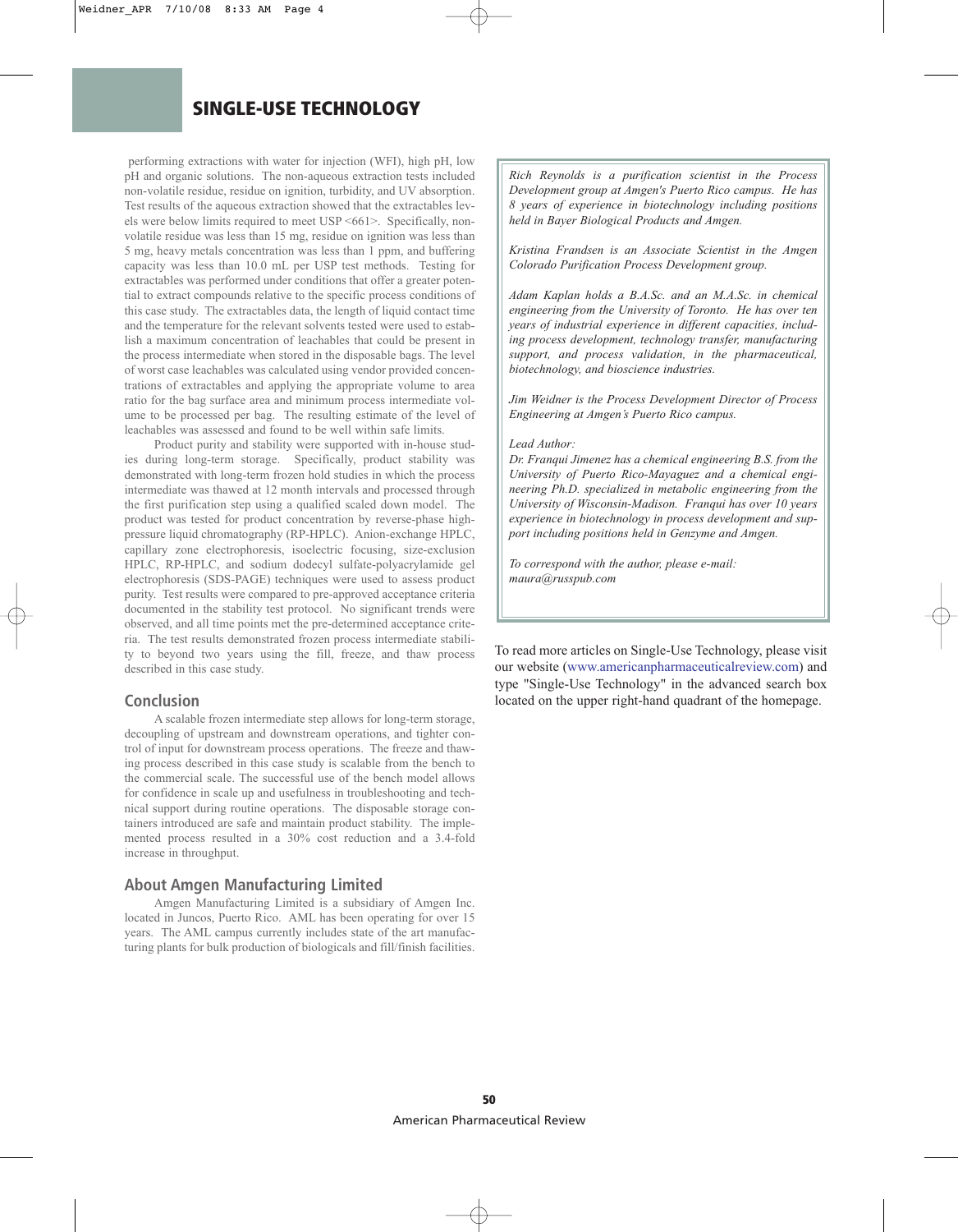## SINGLE-USE TECHNOLOGY

performing extractions with water for injection (WFI), high pH, low pH and organic solutions. The non-aqueous extraction tests included non-volatile residue, residue on ignition, turbidity, and UV absorption. Test results of the aqueous extraction showed that the extractables levels were below limits required to meet USP <661>. Specifically, non-volatile residue was less than 15 mg, residue on ignition was less than 5 mg, heavy metals concentration was less than 1 ppm, and buffering capacity was less than 10.0 mL per USP test methods. Testing for extractables was performed under conditions that offer a greater potential to extract compounds relative to the specific process conditions of this case study. The extractables data, the length of liquid contact time and the temperature for the relevant solvents tested were used to establish a maximum concentration of leachables that could be present in the process intermediate when stored in the disposable bags. The level of worst case leachables was calculated using vendor provided concentrations of extractables and applying the appropriate volume to area ratio for the bag surface area and minimum process intermediate volume to be processed per bag. The resulting estimate of the level of leachables was assessed and found to be well within safe limits.

Product purity and stability were supported with in-house studies during long-term storage. Specifically, product stability was demonstrated with long-term frozen hold studies in which the process intermediate was thawed at 12 month intervals and processed through the first purification step using a qualified scaled down model. The product was tested for product concentration by reverse-phase high-pressure liquid chromatography (RP-HPLC). Anion-exchange HPLC, capillary zone electrophoresis, isoelectric focusing, size-exclusion HPLC, RP-HPLC, and sodium dodecyl sulfate-polyacrylamide gel electrophoresis (SDS-PAGE) techniques were used to assess product purity. Test results were compared to pre-approved acceptance criteria documented in the stability test protocol. No significant trends were observed, and all time points met the pre-determined acceptance criteria. The test results demonstrated frozen process intermediate stability to beyond two years using the fill, freeze, and thaw process described in this case study.

### Conclusion

A scalable frozen intermediate step allows for long-term storage, decoupling of upstream and downstream operations, and tighter control of input for downstream process operations. The freeze and thawing process described in this case study is scalable from the bench to the commercial scale. The successful use of the bench model allows for confidence in scale up and usefulness in troubleshooting and technical support during routine operations. The disposable storage containers introduced are safe and maintain product stability. The implemented process resulted in a 30% cost reduction and a 3.4-fold increase in throughput.

### About Amgen Manufacturing Limited

Amgen Manufacturing Limited is a subsidiary of Amgen Inc. located in Juncos, Puerto Rico. AML has been operating for over 15 years. The AML campus currently includes state of the art manufacturing plants for bulk production of biologicals and fill/finish facilities.

*Rich Reynolds is a purification scientist in the Process Development group at Amgen's Puerto Rico campus. He has 8 years of experience in biotechnology including positions held in Bayer Biological Products and Amgen.*

*Kristina Frandsen is an Associate Scientist in the Amgen Colorado Purification Process Development group.*

*Adam Kaplan holds a B.A.Sc. and an M.A.Sc. in chemical engineering from the University of Toronto. He has over ten years of industrial experience in different capacities, including process development, technology transfer, manufacturing support, and process validation, in the pharmaceutical, biotechnology, and bioscience industries.*

*Jim Weidner is the Process Development Director of Process Engineering at Amgen's Puerto Rico campus.*

*Lead Author:*
*Dr. Franqui Jimenez has a chemical engineering B.S. from the University of Puerto Rico-Mayaguez and a chemical engineering Ph.D. specialized in metabolic engineering from the University of Wisconsin-Madison. Franqui has over 10 years experience in biotechnology in process development and support including positions held in Genzyme and Amgen.*

*To correspond with the author, please e-mail:*
*maura@russpub.com*

To read more articles on Single-Use Technology, please visit our website (www.americanpharmaceuticalreview.com) and type "Single-Use Technology" in the advanced search box located on the upper right-hand quadrant of the homepage.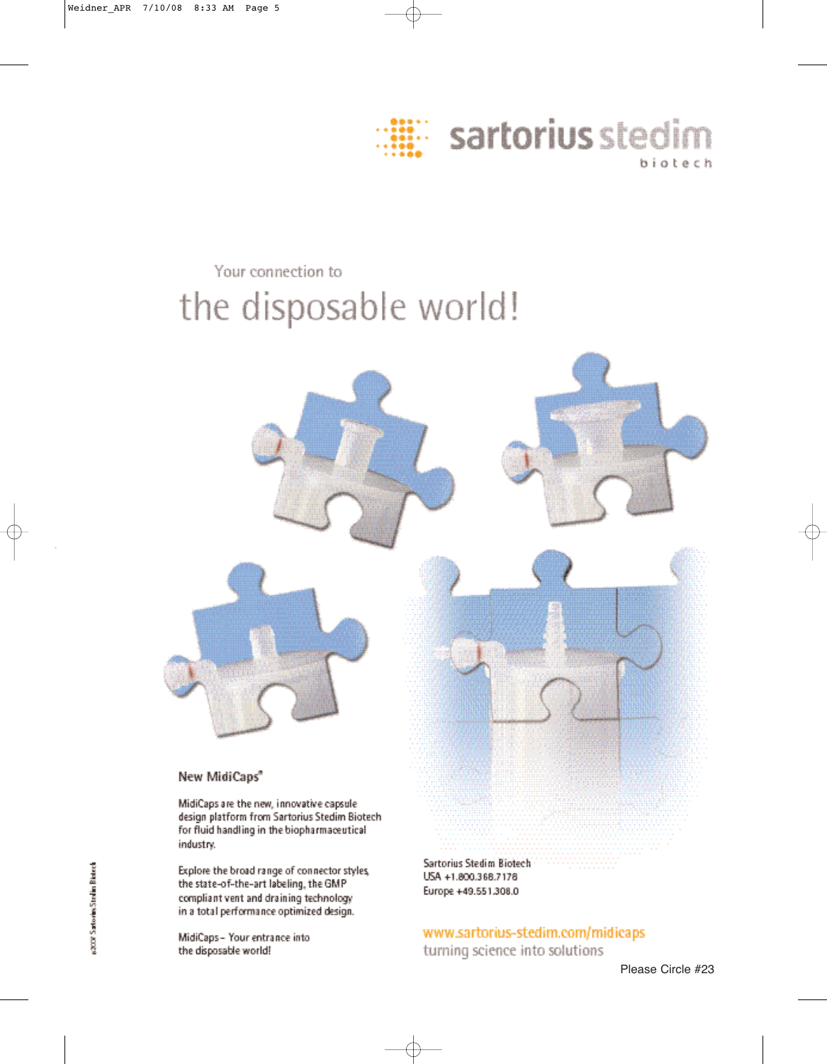sartorius stedim
biotech

Your connection to

# the disposable world!

## New MidiCaps®

MidiCaps are the new, innovative capsule design platform from Sartorius Stedim Biotech for fluid handling in the biopharmaceutical industry.

Explore the broad range of connector styles, the state-of-the-art labeling, the GMP compliant vent and draining technology in a total performance optimized design.

MidiCaps – Your entrance into the disposable world!

Sartorius Stedim Biotech
USA +1.800.368.7178
Europe +49.551.308.0

www.sartorius-stedim.com/midicaps
turning science into solutions

Please Circle #23